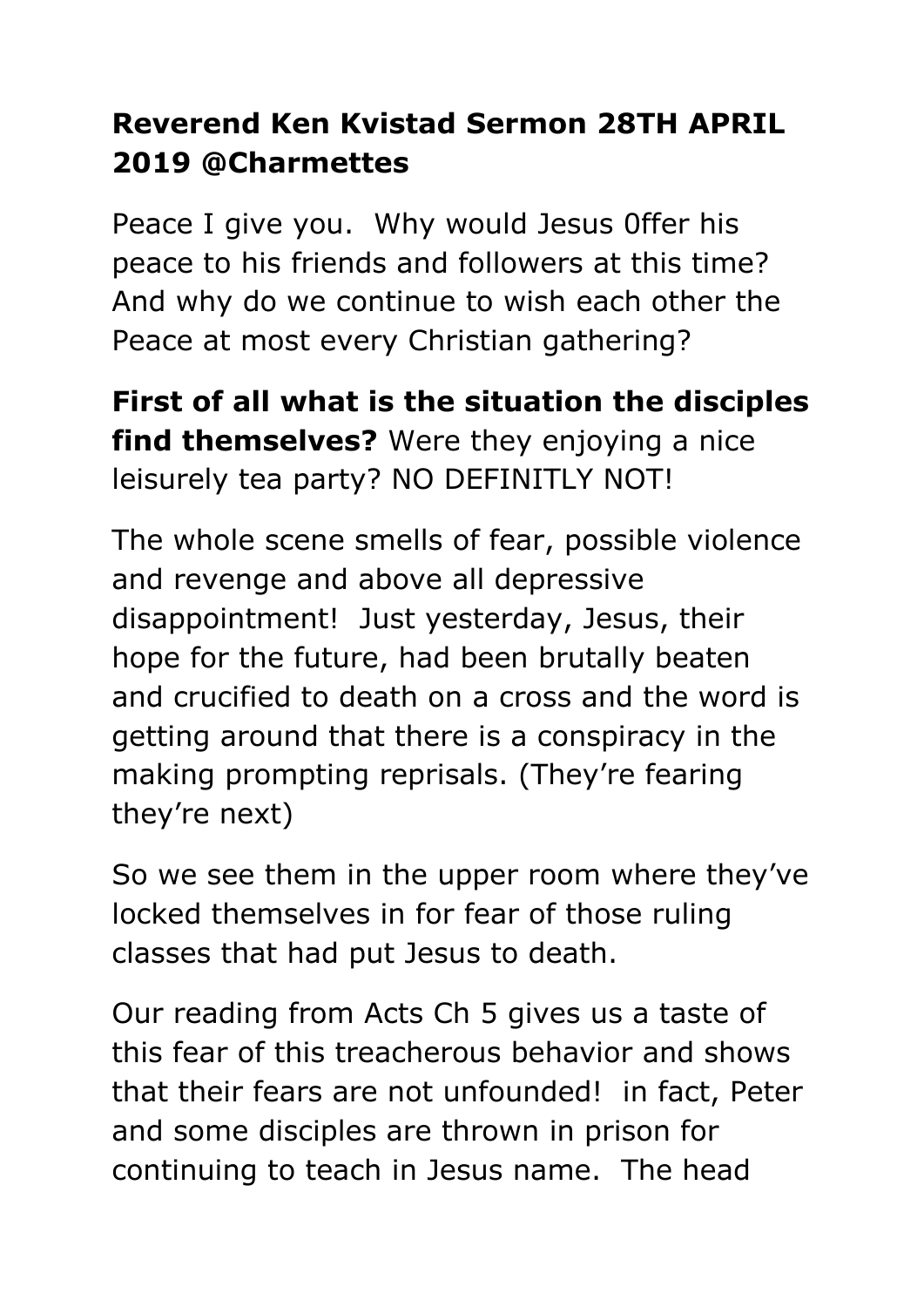**Reverend Ken Kvistad Sermon 28TH APRIL 2019 @Charmettes**

Peace I give you.  Why would Jesus 0ffer his peace to his friends and followers at this time? And why do we continue to wish each other the Peace at most every Christian gathering?

**First of all what is the situation the disciples find themselves?** Were they enjoying a nice leisurely tea party? NO DEFINITLY NOT!

The whole scene smells of fear, possible violence and revenge and above all depressive disappointment!  Just yesterday, Jesus, their hope for the future, had been brutally beaten and crucified to death on a cross and the word is getting around that there is a conspiracy in the making prompting reprisals. (They're fearing they're next)

So we see them in the upper room where they've locked themselves in for fear of those ruling classes that had put Jesus to death.

Our reading from Acts Ch 5 gives us a taste of this fear of this treacherous behavior and shows that their fears are not unfounded!  in fact, Peter and some disciples are thrown in prison for continuing to teach in Jesus name.  The head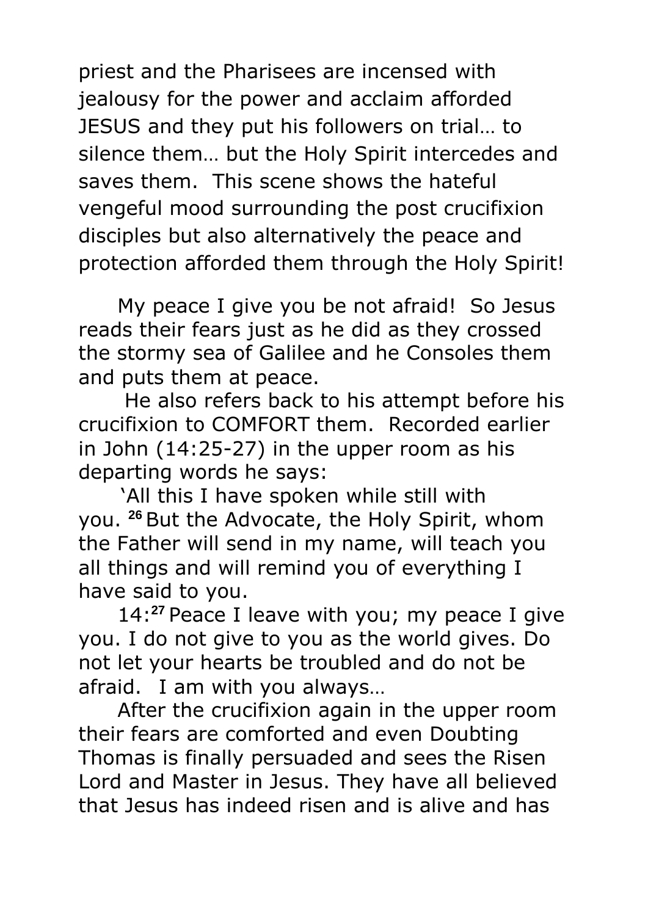priest and the Pharisees are incensed with jealousy for the power and acclaim afforded JESUS and they put his followers on trial… to silence them… but the Holy Spirit intercedes and saves them. This scene shows the hateful vengeful mood surrounding the post crucifixion disciples but also alternatively the peace and protection afforded them through the Holy Spirit!

My peace I give you be not afraid! So Jesus reads their fears just as he did as they crossed the stormy sea of Galilee and he Consoles them and puts them at peace.

He also refers back to his attempt before his crucifixion to COMFORT them. Recorded earlier in John (14:25-27) in the upper room as his departing words he says:

'All this I have spoken while still with you. [26] But the Advocate, the Holy Spirit, whom the Father will send in my name, will teach you all things and will remind you of everything I have said to you.

14:[27] Peace I leave with you; my peace I give you. I do not give to you as the world gives. Do not let your hearts be troubled and do not be afraid. I am with you always…

After the crucifixion again in the upper room their fears are comforted and even Doubting Thomas is finally persuaded and sees the Risen Lord and Master in Jesus. They have all believed that Jesus has indeed risen and is alive and has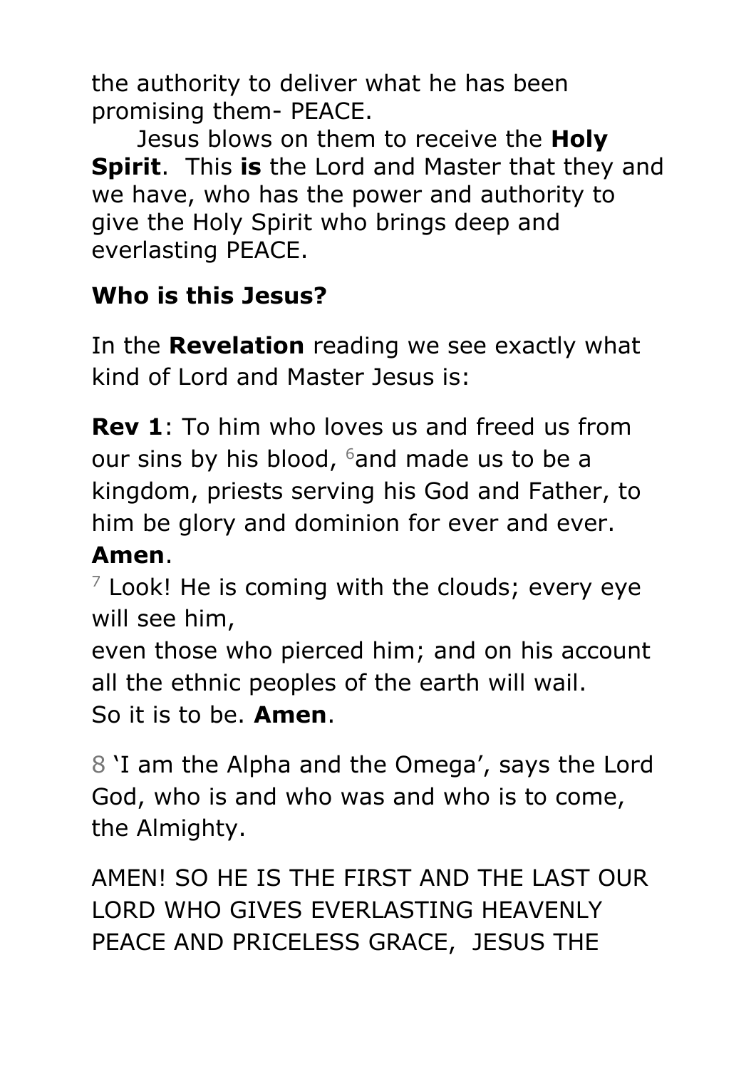the authority to deliver what he has been promising them- PEACE.

Jesus blows on them to receive the **Holy Spirit**. This **is** the Lord and Master that they and we have, who has the power and authority to give the Holy Spirit who brings deep and everlasting PEACE.

**Who is this Jesus?**

In the **Revelation** reading we see exactly what kind of Lord and Master Jesus is:

**Rev 1**: To him who loves us and freed us from our sins by his blood, [6]and made us to be a kingdom, priests serving his God and Father, to him be glory and dominion for ever and ever. **Amen**.

[7] Look! He is coming with the clouds; every eye will see him,
even those who pierced him; and on his account all the ethnic peoples of the earth will wail.
So it is to be. **Amen**.

8 'I am the Alpha and the Omega', says the Lord God, who is and who was and who is to come, the Almighty.

AMEN! SO HE IS THE FIRST AND THE LAST OUR LORD WHO GIVES EVERLASTING HEAVENLY PEACE AND PRICELESS GRACE, JESUS THE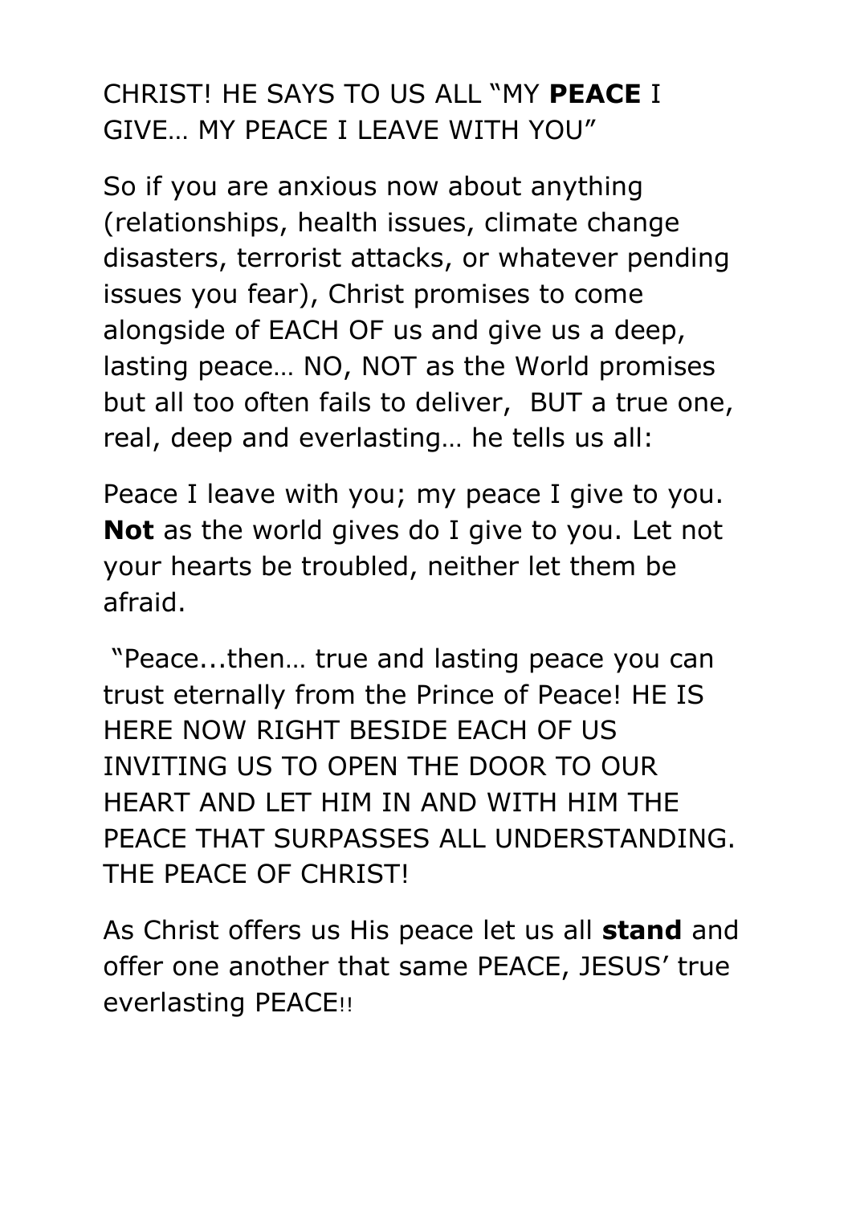CHRIST! HE SAYS TO US ALL "MY **PEACE** I GIVE… MY PEACE I LEAVE WITH YOU"

So if you are anxious now about anything (relationships, health issues, climate change disasters, terrorist attacks, or whatever pending issues you fear), Christ promises to come alongside of EACH OF us and give us a deep, lasting peace… NO, NOT as the World promises but all too often fails to deliver, BUT a true one, real, deep and everlasting… he tells us all:

Peace I leave with you; my peace I give to you. **Not** as the world gives do I give to you. Let not your hearts be troubled, neither let them be afraid.

"Peace...then… true and lasting peace you can trust eternally from the Prince of Peace! HE IS HERE NOW RIGHT BESIDE EACH OF US INVITING US TO OPEN THE DOOR TO OUR HEART AND LET HIM IN AND WITH HIM THE PEACE THAT SURPASSES ALL UNDERSTANDING. THE PEACE OF CHRIST!

As Christ offers us His peace let us all **stand** and offer one another that same PEACE, JESUS' true everlasting PEACE!!